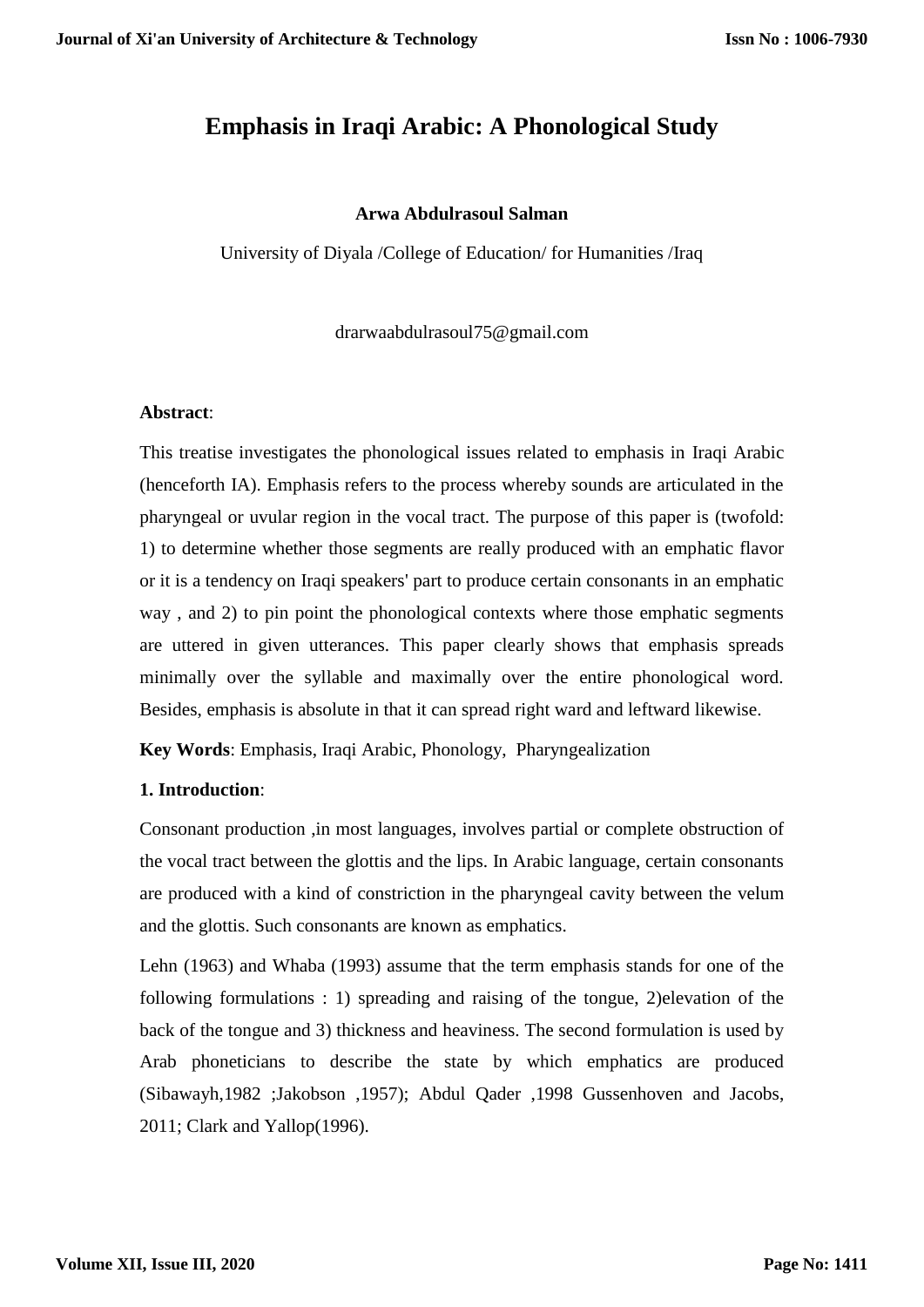# Emphasis in Iraqi Arabic: A Phonological Study

**Arwa Abdulrasoul Salman**

University of Diyala /College of Education/ for Humanities /Iraq

drarwaabdulrasoul75@gmail.com

**Abstract**:

This treatise investigates the phonological issues related to emphasis in Iraqi Arabic (henceforth IA). Emphasis refers to the process whereby sounds are articulated in the pharyngeal or uvular region in the vocal tract. The purpose of this paper is (twofold: 1) to determine whether those segments are really produced with an emphatic flavor or it is a tendency on Iraqi speakers' part to produce certain consonants in an emphatic way , and 2) to pin point the phonological contexts where those emphatic segments are uttered in given utterances. This paper clearly shows that emphasis spreads minimally over the syllable and maximally over the entire phonological word. Besides, emphasis is absolute in that it can spread right ward and leftward likewise.

**Key Words**: Emphasis, Iraqi Arabic, Phonology, Pharyngealization

**1. Introduction**:

Consonant production ,in most languages, involves partial or complete obstruction of the vocal tract between the glottis and the lips. In Arabic language, certain consonants are produced with a kind of constriction in the pharyngeal cavity between the velum and the glottis. Such consonants are known as emphatics.

Lehn (1963) and Whaba (1993) assume that the term emphasis stands for one of the following formulations : 1) spreading and raising of the tongue, 2)elevation of the back of the tongue and 3) thickness and heaviness. The second formulation is used by Arab phoneticians to describe the state by which emphatics are produced (Sibawayh,1982 ;Jakobson ,1957); Abdul Qader ,1998 Gussenhoven and Jacobs, 2011; Clark and Yallop(1996).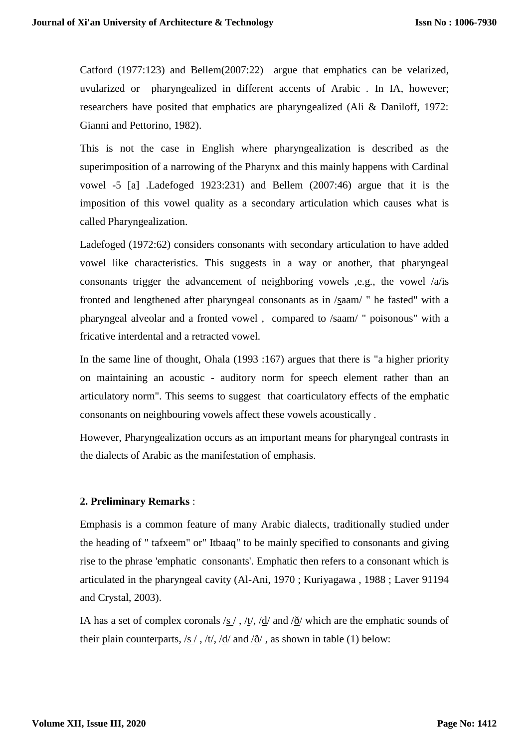Catford (1977:123) and Bellem(2007:22) argue that emphatics can be velarized, uvularized or pharyngealized in different accents of Arabic . In IA, however; researchers have posited that emphatics are pharyngealized (Ali & Daniloff, 1972: Gianni and Pettorino, 1982).

This is not the case in English where pharyngealization is described as the superimposition of a narrowing of the Pharynx and this mainly happens with Cardinal vowel -5 [a] .Ladefoged 1923:231) and Bellem (2007:46) argue that it is the imposition of this vowel quality as a secondary articulation which causes what is called Pharyngealization.

Ladefoged (1972:62) considers consonants with secondary articulation to have added vowel like characteristics. This suggests in a way or another, that pharyngeal consonants trigger the advancement of neighboring vowels ,e.g., the vowel /a/is fronted and lengthened after pharyngeal consonants as in /s̲aam/ " he fasted" with a pharyngeal alveolar and a fronted vowel , compared to /saam/ " poisonous" with a fricative interdental and a retracted vowel.

In the same line of thought, Ohala (1993 :167) argues that there is "a higher priority on maintaining an acoustic - auditory norm for speech element rather than an articulatory norm". This seems to suggest that coarticulatory effects of the emphatic consonants on neighbouring vowels affect these vowels acoustically .

However, Pharyngealization occurs as an important means for pharyngeal contrasts in the dialects of Arabic as the manifestation of emphasis.

## 2. Preliminary Remarks :

Emphasis is a common feature of many Arabic dialects, traditionally studied under the heading of " tafxeem" or" Itbaaq" to be mainly specified to consonants and giving rise to the phrase 'emphatic consonants'. Emphatic then refers to a consonant which is articulated in the pharyngeal cavity (Al-Ani, 1970 ; Kuriyagawa , 1988 ; Laver 91194 and Crystal, 2003).

IA has a set of complex coronals /s̲ / , /t̲/, /d̲/ and /ð̲/ which are the emphatic sounds of their plain counterparts, /s̲ / , /t̲/, /d̲/ and /ð̲/ , as shown in table (1) below: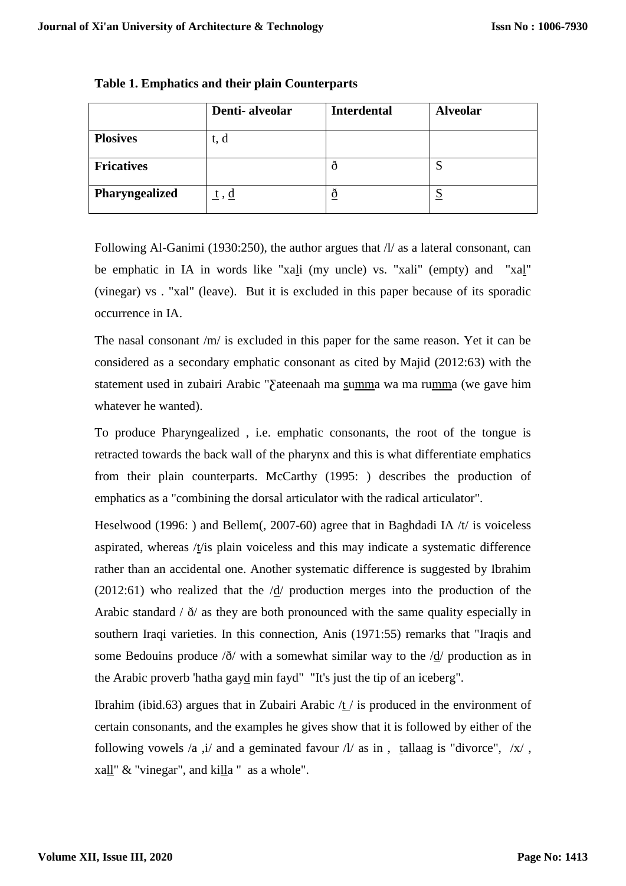**Table 1. Emphatics and their plain Counterparts**

| | Denti- alveolar | Interdental | Alveolar |
|---|---|---|---|
| **Plosives** | t, d | | |
| **Fricatives** | | ð | S |
| **Pharyngealized** | <u>t</u> , <u>d</u> | <u>ð</u> | <u>S</u> |

Following Al-Ganimi (1930:250), the author argues that /l/ as a lateral consonant, can be emphatic in IA in words like "xa<u>l</u>i (my uncle) vs. "xali" (empty) and "xa<u>l</u>" (vinegar) vs . "xal" (leave). But it is excluded in this paper because of its sporadic occurrence in IA.

The nasal consonant /m/ is excluded in this paper for the same reason. Yet it can be considered as a secondary emphatic consonant as cited by Majid (2012:63) with the statement used in zubairi Arabic "ƹateenaah ma <u>s</u>u<u>mm</u>a wa ma ru<u>mm</u>a (we gave him whatever he wanted).

To produce Pharyngealized , i.e. emphatic consonants, the root of the tongue is retracted towards the back wall of the pharynx and this is what differentiate emphatics from their plain counterparts. McCarthy (1995: ) describes the production of emphatics as a "combining the dorsal articulator with the radical articulator".

Heselwood (1996: ) and Bellem(, 2007-60) agree that in Baghdadi IA /t/ is voiceless aspirated, whereas /<u>t</u>/is plain voiceless and this may indicate a systematic difference rather than an accidental one. Another systematic difference is suggested by Ibrahim (2012:61) who realized that the /<u>d</u>/ production merges into the production of the Arabic standard / ð/ as they are both pronounced with the same quality especially in southern Iraqi varieties. In this connection, Anis (1971:55) remarks that "Iraqis and some Bedouins produce /ð/ with a somewhat similar way to the /<u>d</u>/ production as in the Arabic proverb 'hatha gay<u>d</u> min fayd" "It's just the tip of an iceberg".

Ibrahim (ibid.63) argues that in Zubairi Arabic /<u>t</u> / is produced in the environment of certain consonants, and the examples he gives show that it is followed by either of the following vowels /a ,i/ and a geminated favour /l/ as in , <u>t</u>allaag is "divorce", /x/ , xa<u>ll</u>" & "vinegar", and ki<u>ll</u>a " as a whole".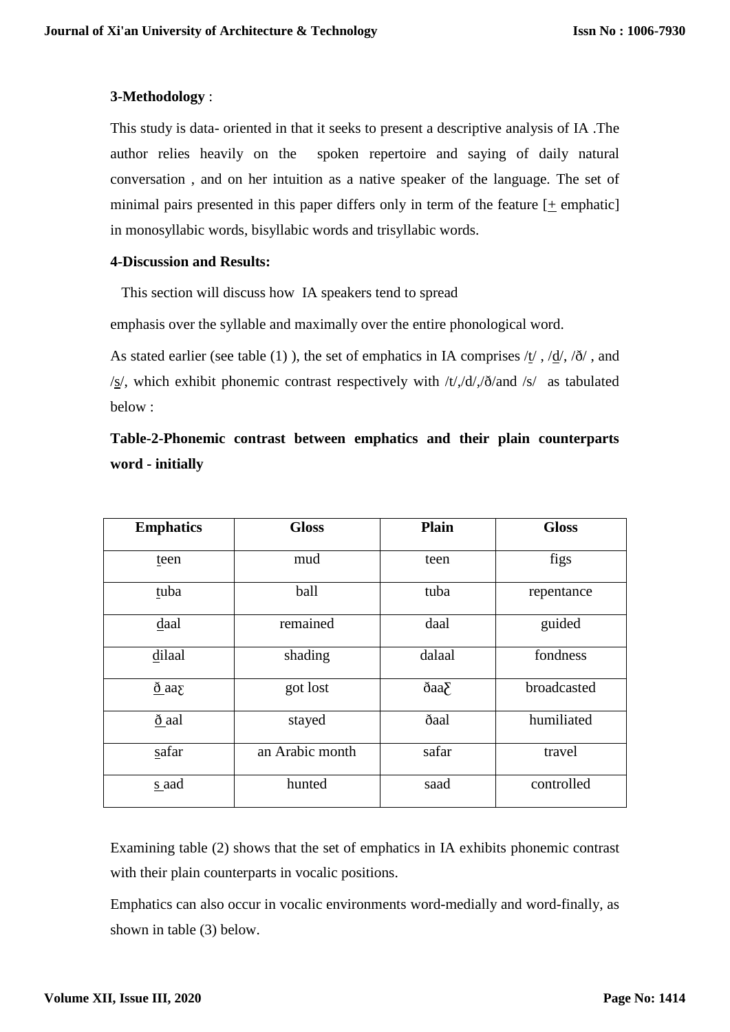**3-Methodology** :

This study is data- oriented in that it seeks to present a descriptive analysis of IA .The author relies heavily on the spoken repertoire and saying of daily natural conversation , and on her intuition as a native speaker of the language. The set of minimal pairs presented in this paper differs only in term of the feature [+ emphatic] in monosyllabic words, bisyllabic words and trisyllabic words.

**4-Discussion and Results:**

This section will discuss how IA speakers tend to spread

emphasis over the syllable and maximally over the entire phonological word.

As stated earlier (see table (1) ), the set of emphatics in IA comprises /t̲/ , /d̲/, /ð/ , and /s̲/, which exhibit phonemic contrast respectively with /t/,/d/,/ð/and /s/ as tabulated below :

**Table-2-Phonemic contrast between emphatics and their plain counterparts word - initially**

| Emphatics | Gloss | Plain | Gloss |
|---|---|---|---|
| t̲een | mud | teen | figs |
| t̲uba | ball | tuba | repentance |
| d̲aal | remained | daal | guided |
| d̲ilaal | shading | dalaal | fondness |
| ð̲ aaɛ | got lost | ðaaƸ | broadcasted |
| ð̲ aal | stayed | ðaal | humiliated |
| s̲afar | an Arabic month | safar | travel |
| s̲ aad | hunted | saad | controlled |

Examining table (2) shows that the set of emphatics in IA exhibits phonemic contrast with their plain counterparts in vocalic positions.

Emphatics can also occur in vocalic environments word-medially and word-finally, as shown in table (3) below.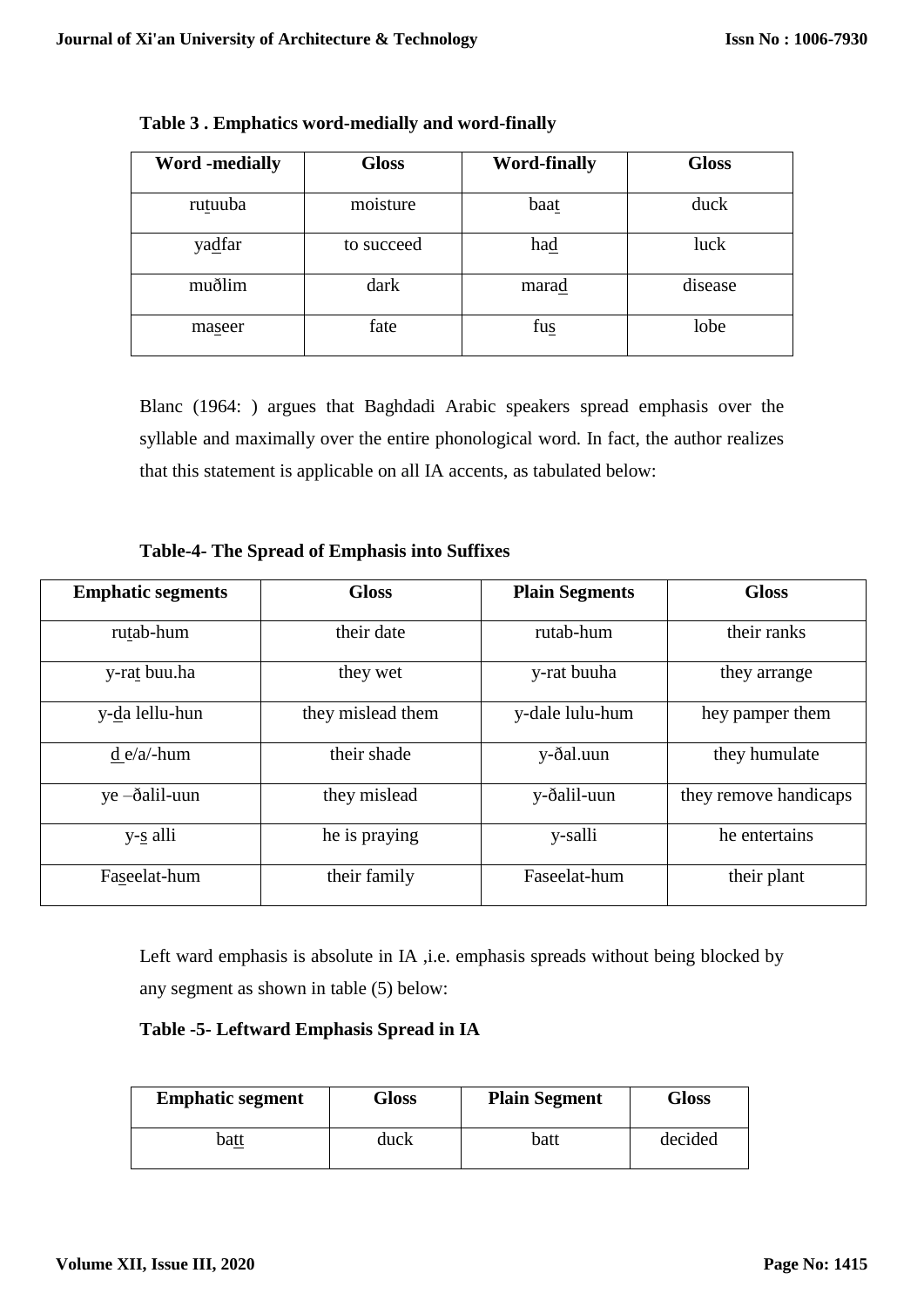**Table 3 . Emphatics word-medially and word-finally**

| Word -medially | Gloss | Word-finally | Gloss |
|---|---|---|---|
| ruṯuuba | moisture | baaṯ | duck |
| yad̲far | to succeed | had̲ | luck |
| muðlim | dark | marad̲ | disease |
| mas̲eer | fate | fus̲ | lobe |

Blanc (1964: ) argues that Baghdadi Arabic speakers spread emphasis over the syllable and maximally over the entire phonological word. In fact, the author realizes that this statement is applicable on all IA accents, as tabulated below:

**Table-4- The Spread of Emphasis into Suffixes**

| Emphatic segments | Gloss | Plain Segments | Gloss |
|---|---|---|---|
| ruṯab-hum | their date | rutab-hum | their ranks |
| y-raṯ buu.ha | they wet | y-rat buuha | they arrange |
| y-d̲a lellu-hun | they mislead them | y-dale lulu-hum | hey pamper them |
| d̲ e/a/-hum | their shade | y-ðal.uun | they humulate |
| ye –ðalil-uun | they mislead | y-ðalil-uun | they remove handicaps |
| y-s̲ alli | he is praying | y-salli | he entertains |
| Fas̲eelat-hum | their family | Faseelat-hum | their plant |

Left ward emphasis is absolute in IA ,i.e. emphasis spreads without being blocked by any segment as shown in table (5) below:

**Table -5- Leftward Emphasis Spread in IA**

| Emphatic segment | Gloss | Plain Segment | Gloss |
|---|---|---|---|
| baṯṯ | duck | batt | decided |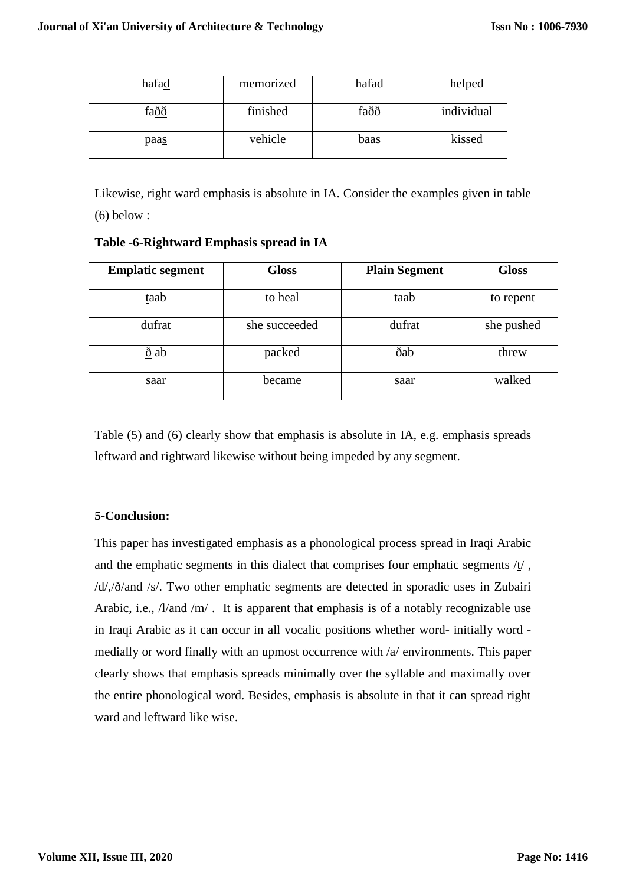| hafa<u>d</u> | memorized | hafad | helped |
|---|---|---|---|
| fa<u>ðð</u> | finished | faðð | individual |
| paa<u>s</u> | vehicle | baas | kissed |

Likewise, right ward emphasis is absolute in IA. Consider the examples given in table (6) below :

**Table -6-Rightward Emphasis spread in IA**

| Emplatic segment | Gloss | Plain Segment | Gloss |
|---|---|---|---|
| <u>t</u>aab | to heal | taab | to repent |
| <u>d</u>ufrat | she succeeded | dufrat | she pushed |
| <u>ð</u> ab | packed | ðab | threw |
| <u>s</u>aar | became | saar | walked |

Table (5) and (6) clearly show that emphasis is absolute in IA, e.g. emphasis spreads leftward and rightward likewise without being impeded by any segment.

**5-Conclusion:**

This paper has investigated emphasis as a phonological process spread in Iraqi Arabic and the emphatic segments in this dialect that comprises four emphatic segments /<u>t</u>/ , /<u>d</u>/,/ð/and /<u>s</u>/. Two other emphatic segments are detected in sporadic uses in Zubairi Arabic, i.e., /<u>l</u>/and /<u>m</u>/ . It is apparent that emphasis is of a notably recognizable use in Iraqi Arabic as it can occur in all vocalic positions whether word- initially word - medially or word finally with an upmost occurrence with /a/ environments. This paper clearly shows that emphasis spreads minimally over the syllable and maximally over the entire phonological word. Besides, emphasis is absolute in that it can spread right ward and leftward like wise.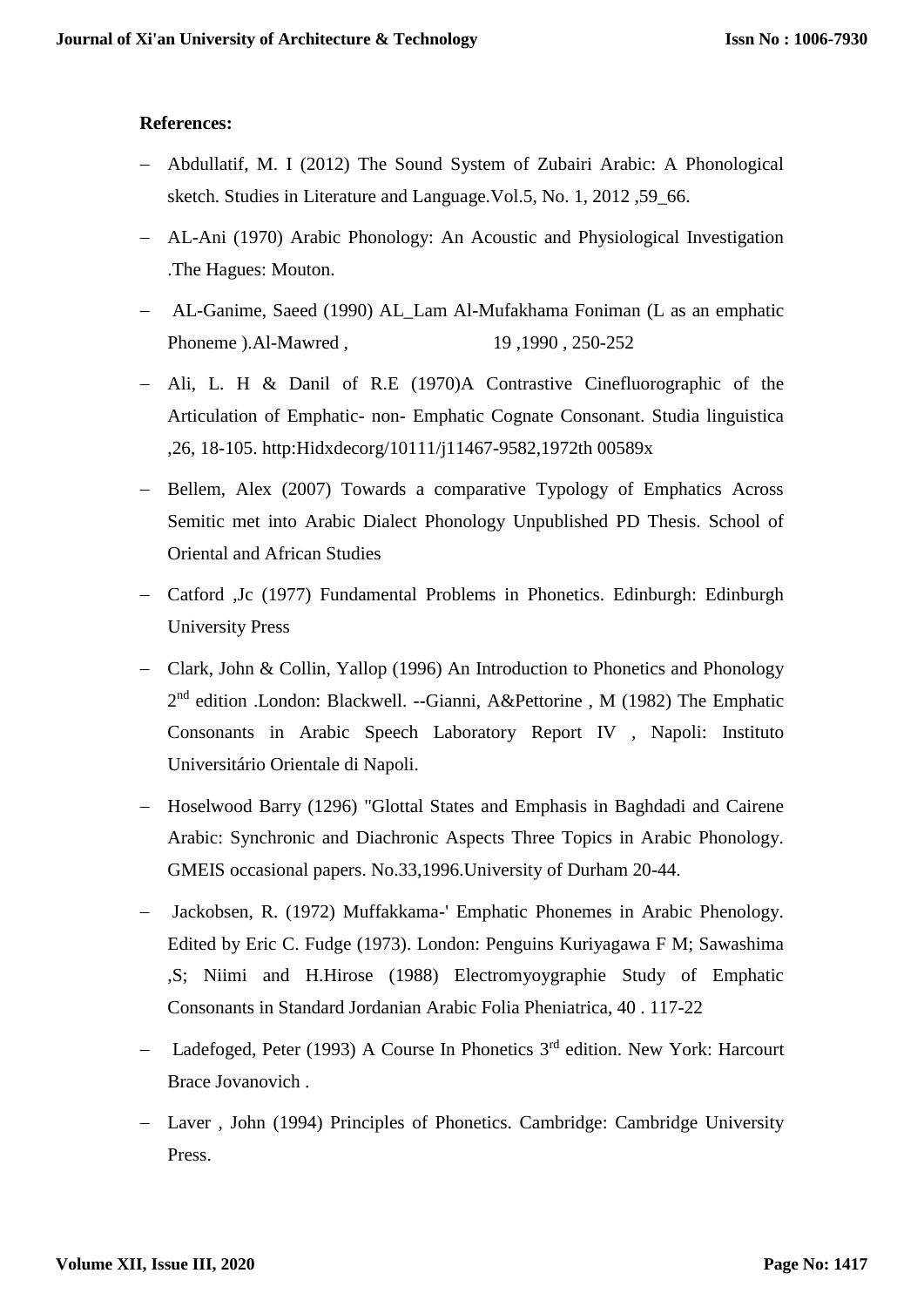**References:**

- Abdullatif, M. I (2012) The Sound System of Zubairi Arabic: A Phonological sketch. Studies in Literature and Language.Vol.5, No. 1, 2012 ,59_66.
- AL-Ani (1970) Arabic Phonology: An Acoustic and Physiological Investigation .The Hagues: Mouton.
- AL-Ganime, Saeed (1990) AL_Lam Al-Mufakhama Foniman (L as an emphatic Phoneme ).Al-Mawred , 19 ,1990 , 250-252
- Ali, L. H & Danil of R.E (1970)A Contrastive Cinefluorographic of the Articulation of Emphatic- non- Emphatic Cognate Consonant. Studia linguistica ,26, 18-105. http:Hidxdecorg/10111/j11467-9582,1972th 00589x
- Bellem, Alex (2007) Towards a comparative Typology of Emphatics Across Semitic met into Arabic Dialect Phonology Unpublished PD Thesis. School of Oriental and African Studies
- Catford ,Jc (1977) Fundamental Problems in Phonetics. Edinburgh: Edinburgh University Press
- Clark, John & Collin, Yallop (1996) An Introduction to Phonetics and Phonology 2nd edition .London: Blackwell. --Gianni, A&Pettorine , M (1982) The Emphatic Consonants in Arabic Speech Laboratory Report IV , Napoli: Instituto Universitário Orientale di Napoli.
- Hoselwood Barry (1296) "Glottal States and Emphasis in Baghdadi and Cairene Arabic: Synchronic and Diachronic Aspects Three Topics in Arabic Phonology. GMEIS occasional papers. No.33,1996.University of Durham 20-44.
- Jackobsen, R. (1972) Muffakkama-' Emphatic Phonemes in Arabic Phenology. Edited by Eric C. Fudge (1973). London: Penguins Kuriyagawa F M; Sawashima ,S; Niimi and H.Hirose (1988) Electromyoygraphie Study of Emphatic Consonants in Standard Jordanian Arabic Folia Pheniatrica, 40 . 117-22
- Ladefoged, Peter (1993) A Course In Phonetics 3rd edition. New York: Harcourt Brace Jovanovich .
- Laver , John (1994) Principles of Phonetics. Cambridge: Cambridge University Press.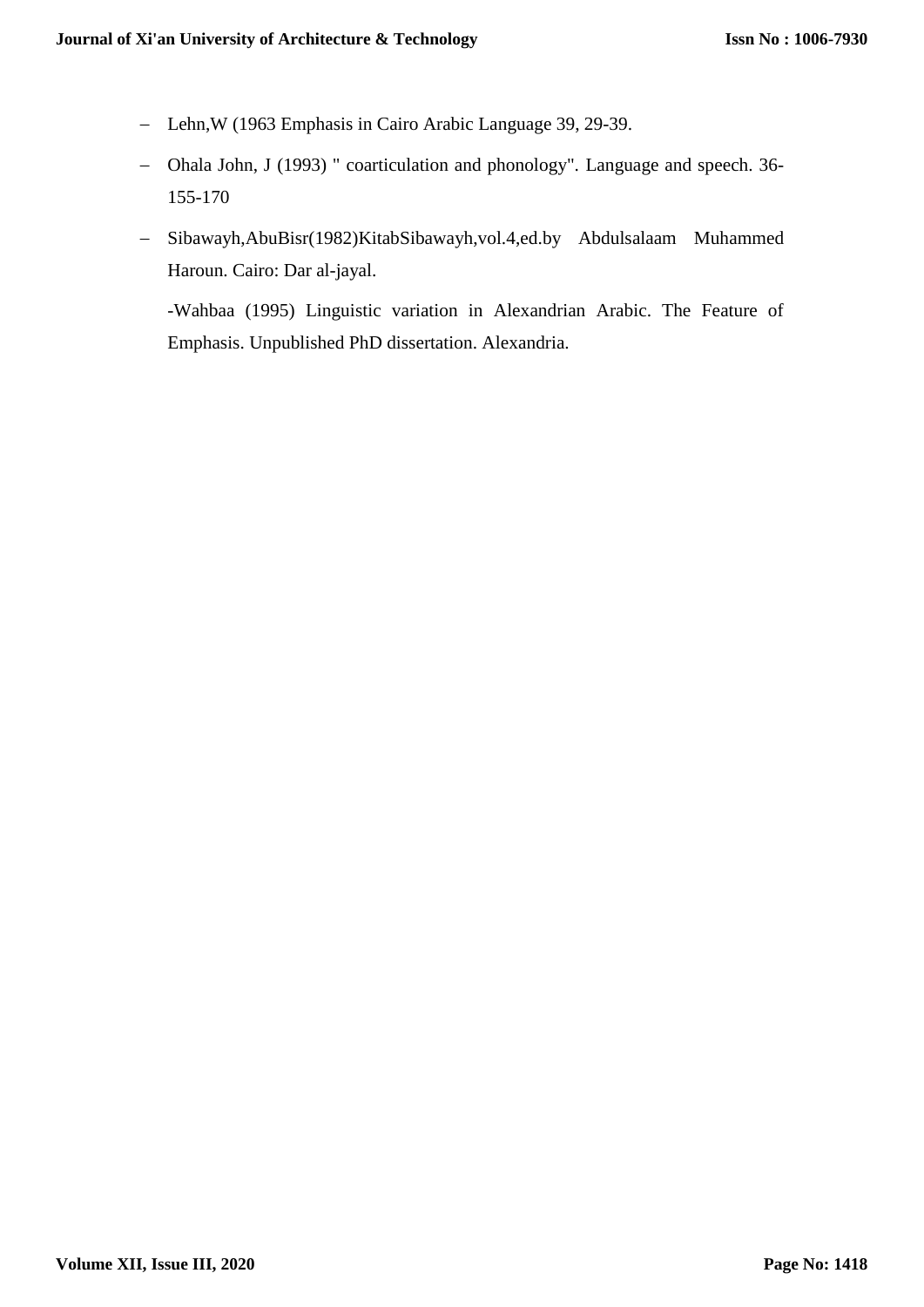- Lehn,W (1963 Emphasis in Cairo Arabic Language 39, 29-39.
- Ohala John, J (1993) " coarticulation and phonology". Language and speech. 36-155-170
- Sibawayh,AbuBisr(1982)KitabSibawayh,vol.4,ed.by Abdulsalaam Muhammed Haroun. Cairo: Dar al-jayal.

  -Wahbaa (1995) Linguistic variation in Alexandrian Arabic. The Feature of Emphasis. Unpublished PhD dissertation. Alexandria.